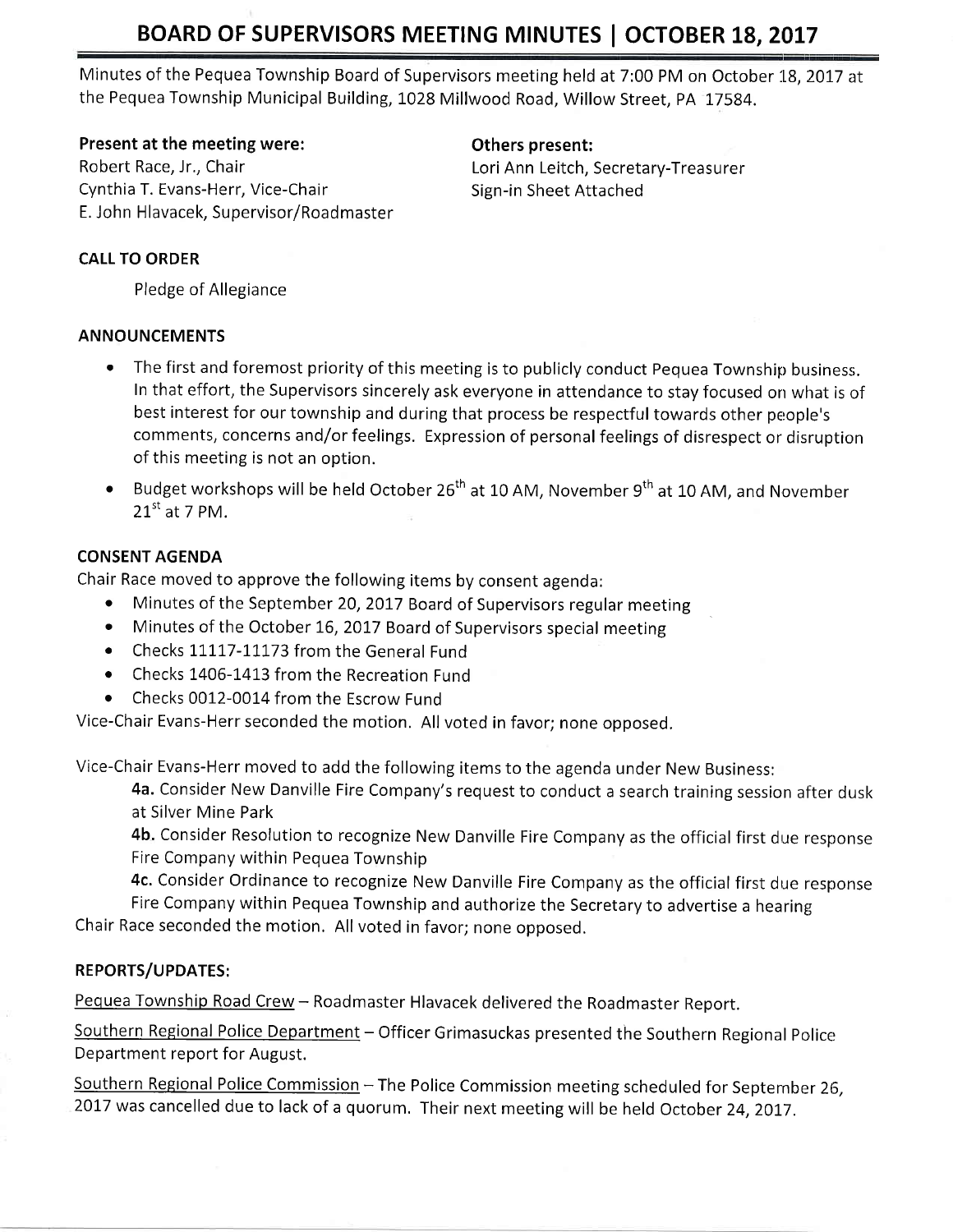# BOARD OF SUPERVISORS MEETING MINUTES | OCTOBER 18, 2017

Minutes of the Pequea Township Board of Supervisors meeting held at 7:00 PM on October 18, 2017 at the Pequea Township Municipal Building, 1028 Millwood Road, Willow Street, PA 17584.

**Present at the meeting were:**
Robert Race, Jr., Chair
Cynthia T. Evans-Herr, Vice-Chair
E. John Hlavacek, Supervisor/Roadmaster

**Others present:**
Lori Ann Leitch, Secretary-Treasurer
Sign-in Sheet Attached

### CALL TO ORDER

Pledge of Allegiance

### ANNOUNCEMENTS

- The first and foremost priority of this meeting is to publicly conduct Pequea Township business. In that effort, the Supervisors sincerely ask everyone in attendance to stay focused on what is of best interest for our township and during that process be respectful towards other people's comments, concerns and/or feelings. Expression of personal feelings of disrespect or disruption of this meeting is not an option.
- Budget workshops will be held October 26th at 10 AM, November 9th at 10 AM, and November 21st at 7 PM.

### CONSENT AGENDA

Chair Race moved to approve the following items by consent agenda:

- Minutes of the September 20, 2017 Board of Supervisors regular meeting
- Minutes of the October 16, 2017 Board of Supervisors special meeting
- Checks 11117-11173 from the General Fund
- Checks 1406-1413 from the Recreation Fund
- Checks 0012-0014 from the Escrow Fund

Vice-Chair Evans-Herr seconded the motion. All voted in favor; none opposed.

Vice-Chair Evans-Herr moved to add the following items to the agenda under New Business:

**4a.** Consider New Danville Fire Company's request to conduct a search training session after dusk at Silver Mine Park

**4b.** Consider Resolution to recognize New Danville Fire Company as the official first due response Fire Company within Pequea Township

**4c.** Consider Ordinance to recognize New Danville Fire Company as the official first due response Fire Company within Pequea Township and authorize the Secretary to advertise a hearing

Chair Race seconded the motion. All voted in favor; none opposed.

### REPORTS/UPDATES:

Pequea Township Road Crew – Roadmaster Hlavacek delivered the Roadmaster Report.

Southern Regional Police Department – Officer Grimasuckas presented the Southern Regional Police Department report for August.

Southern Regional Police Commission – The Police Commission meeting scheduled for September 26, 2017 was cancelled due to lack of a quorum. Their next meeting will be held October 24, 2017.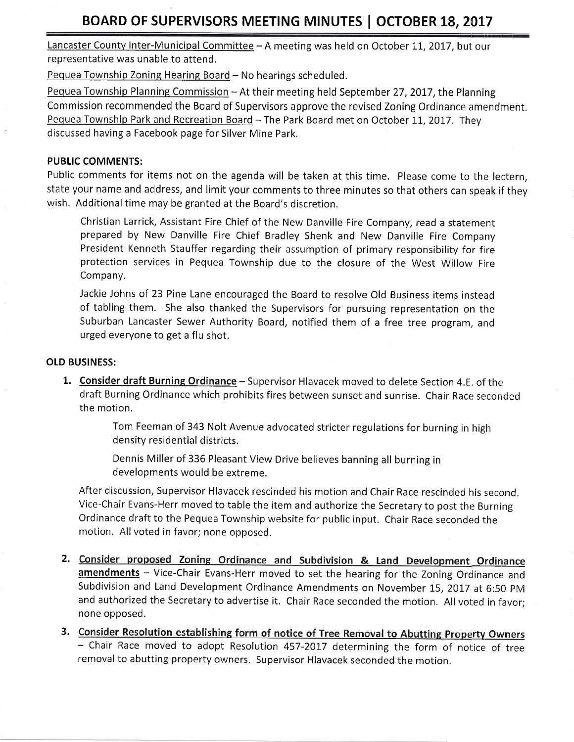Lancaster County Inter-Municipal Committee – A meeting was held on October 11, 2017, but our representative was unable to attend.

Pequea Township Zoning Hearing Board – No hearings scheduled.

Pequea Township Planning Commission – At their meeting held September 27, 2017, the Planning Commission recommended the Board of Supervisors approve the revised Zoning Ordinance amendment.

Pequea Township Park and Recreation Board – The Park Board met on October 11, 2017. They discussed having a Facebook page for Silver Mine Park.

**PUBLIC COMMENTS:**

Public comments for items not on the agenda will be taken at this time. Please come to the lectern, state your name and address, and limit your comments to three minutes so that others can speak if they wish. Additional time may be granted at the Board's discretion.

> Christian Larrick, Assistant Fire Chief of the New Danville Fire Company, read a statement prepared by New Danville Fire Chief Bradley Shenk and New Danville Fire Company President Kenneth Stauffer regarding their assumption of primary responsibility for fire protection services in Pequea Township due to the closure of the West Willow Fire Company.
>
> Jackie Johns of 23 Pine Lane encouraged the Board to resolve Old Business items instead of tabling them. She also thanked the Supervisors for pursuing representation on the Suburban Lancaster Sewer Authority Board, notified them of a free tree program, and urged everyone to get a flu shot.

**OLD BUSINESS:**

1. **Consider draft Burning Ordinance** – Supervisor Hlavacek moved to delete Section 4.E. of the draft Burning Ordinance which prohibits fires between sunset and sunrise. Chair Race seconded the motion.

   > Tom Feeman of 343 Nolt Avenue advocated stricter regulations for burning in high density residential districts.
   >
   > Dennis Miller of 336 Pleasant View Drive believes banning all burning in developments would be extreme.

   After discussion, Supervisor Hlavacek rescinded his motion and Chair Race rescinded his second. Vice-Chair Evans-Herr moved to table the item and authorize the Secretary to post the Burning Ordinance draft to the Pequea Township website for public input. Chair Race seconded the motion. All voted in favor; none opposed.

2. **Consider proposed Zoning Ordinance and Subdivision & Land Development Ordinance amendments** – Vice-Chair Evans-Herr moved to set the hearing for the Zoning Ordinance and Subdivision and Land Development Ordinance Amendments on November 15, 2017 at 6:50 PM and authorized the Secretary to advertise it. Chair Race seconded the motion. All voted in favor; none opposed.

3. **Consider Resolution establishing form of notice of Tree Removal to Abutting Property Owners** – Chair Race moved to adopt Resolution 457-2017 determining the form of notice of tree removal to abutting property owners. Supervisor Hlavacek seconded the motion.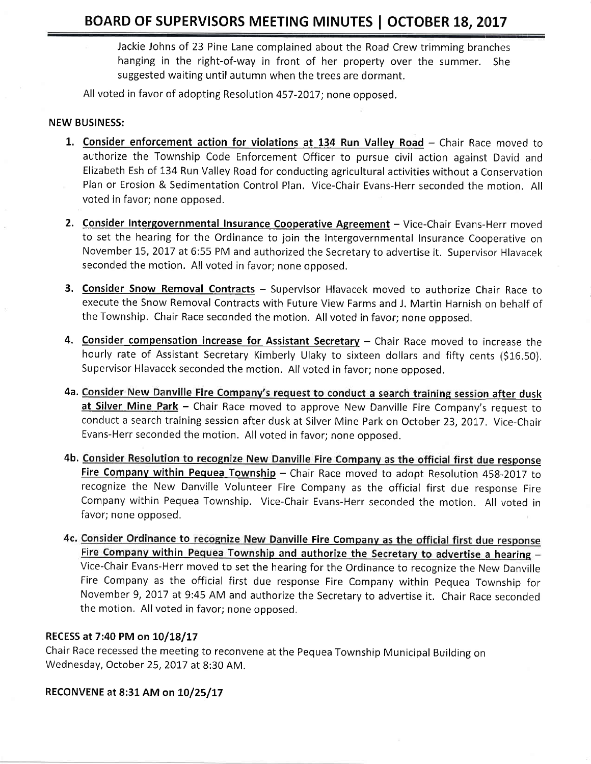Jackie Johns of 23 Pine Lane complained about the Road Crew trimming branches hanging in the right-of-way in front of her property over the summer. She suggested waiting until autumn when the trees are dormant.

All voted in favor of adopting Resolution 457-2017; none opposed.

**NEW BUSINESS:**

1. **Consider enforcement action for violations at 134 Run Valley Road** – Chair Race moved to authorize the Township Code Enforcement Officer to pursue civil action against David and Elizabeth Esh of 134 Run Valley Road for conducting agricultural activities without a Conservation Plan or Erosion & Sedimentation Control Plan. Vice-Chair Evans-Herr seconded the motion. All voted in favor; none opposed.

2. **Consider Intergovernmental Insurance Cooperative Agreement** – Vice-Chair Evans-Herr moved to set the hearing for the Ordinance to join the Intergovernmental Insurance Cooperative on November 15, 2017 at 6:55 PM and authorized the Secretary to advertise it. Supervisor Hlavacek seconded the motion. All voted in favor; none opposed.

3. **Consider Snow Removal Contracts** – Supervisor Hlavacek moved to authorize Chair Race to execute the Snow Removal Contracts with Future View Farms and J. Martin Harnish on behalf of the Township. Chair Race seconded the motion. All voted in favor; none opposed.

4. **Consider compensation increase for Assistant Secretary** – Chair Race moved to increase the hourly rate of Assistant Secretary Kimberly Ulaky to sixteen dollars and fifty cents ($16.50). Supervisor Hlavacek seconded the motion. All voted in favor; none opposed.

4a. **Consider New Danville Fire Company's request to conduct a search training session after dusk at Silver Mine Park** – Chair Race moved to approve New Danville Fire Company's request to conduct a search training session after dusk at Silver Mine Park on October 23, 2017. Vice-Chair Evans-Herr seconded the motion. All voted in favor; none opposed.

4b. **Consider Resolution to recognize New Danville Fire Company as the official first due response Fire Company within Pequea Township** – Chair Race moved to adopt Resolution 458-2017 to recognize the New Danville Volunteer Fire Company as the official first due response Fire Company within Pequea Township. Vice-Chair Evans-Herr seconded the motion. All voted in favor; none opposed.

4c. **Consider Ordinance to recognize New Danville Fire Company as the official first due response Fire Company within Pequea Township and authorize the Secretary to advertise a hearing** – Vice-Chair Evans-Herr moved to set the hearing for the Ordinance to recognize the New Danville Fire Company as the official first due response Fire Company within Pequea Township for November 9, 2017 at 9:45 AM and authorize the Secretary to advertise it. Chair Race seconded the motion. All voted in favor; none opposed.

**RECESS at 7:40 PM on 10/18/17**

Chair Race recessed the meeting to reconvene at the Pequea Township Municipal Building on Wednesday, October 25, 2017 at 8:30 AM.

**RECONVENE at 8:31 AM on 10/25/17**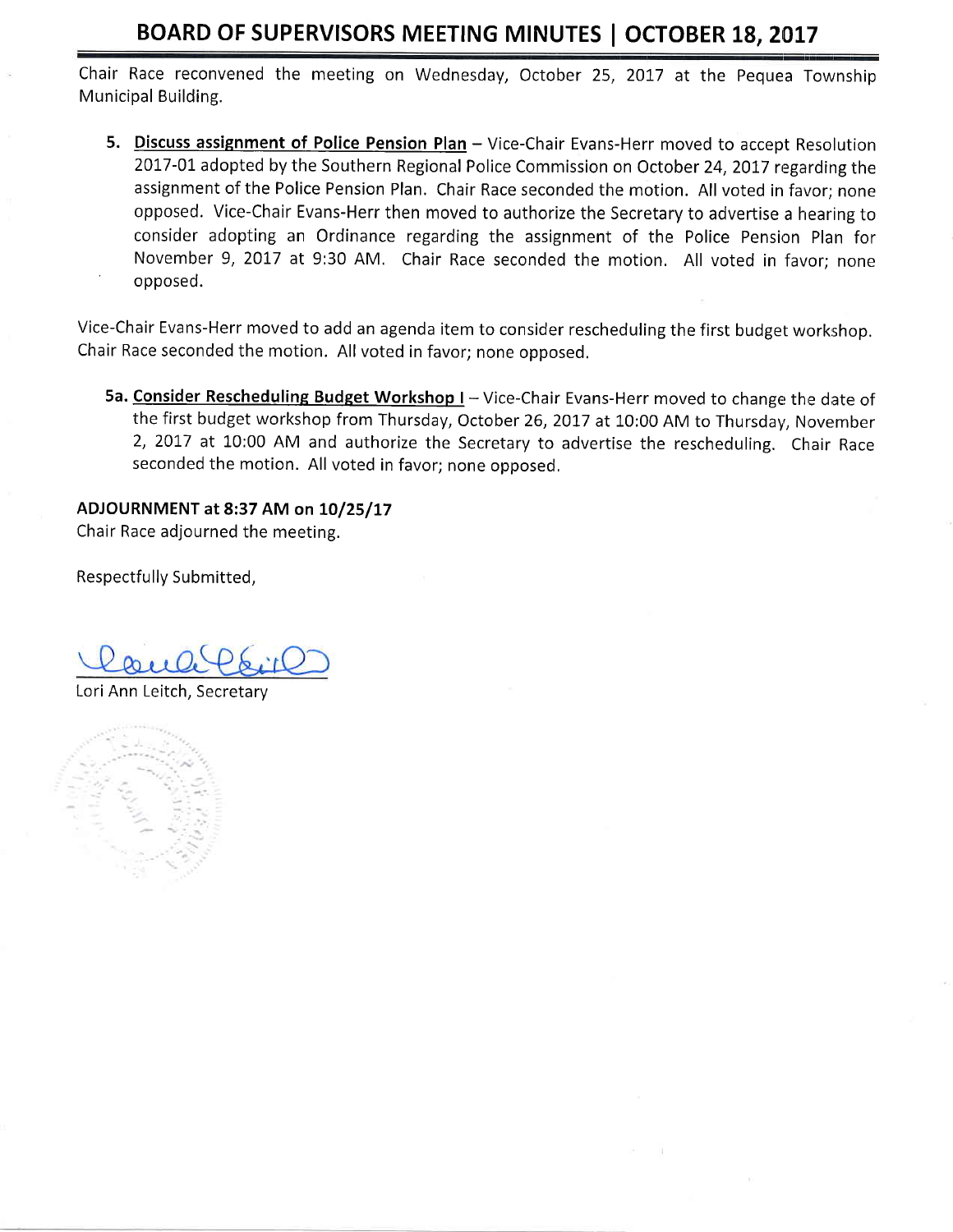Chair Race reconvened the meeting on Wednesday, October 25, 2017 at the Pequea Township Municipal Building.

5. **Discuss assignment of Police Pension Plan** – Vice-Chair Evans-Herr moved to accept Resolution 2017-01 adopted by the Southern Regional Police Commission on October 24, 2017 regarding the assignment of the Police Pension Plan. Chair Race seconded the motion. All voted in favor; none opposed. Vice-Chair Evans-Herr then moved to authorize the Secretary to advertise a hearing to consider adopting an Ordinance regarding the assignment of the Police Pension Plan for November 9, 2017 at 9:30 AM. Chair Race seconded the motion. All voted in favor; none opposed.

Vice-Chair Evans-Herr moved to add an agenda item to consider rescheduling the first budget workshop. Chair Race seconded the motion. All voted in favor; none opposed.

5a. **Consider Rescheduling Budget Workshop I** – Vice-Chair Evans-Herr moved to change the date of the first budget workshop from Thursday, October 26, 2017 at 10:00 AM to Thursday, November 2, 2017 at 10:00 AM and authorize the Secretary to advertise the rescheduling. Chair Race seconded the motion. All voted in favor; none opposed.

**ADJOURNMENT at 8:37 AM on 10/25/17**
Chair Race adjourned the meeting.

Respectfully Submitted,

Lori Ann Leitch, Secretary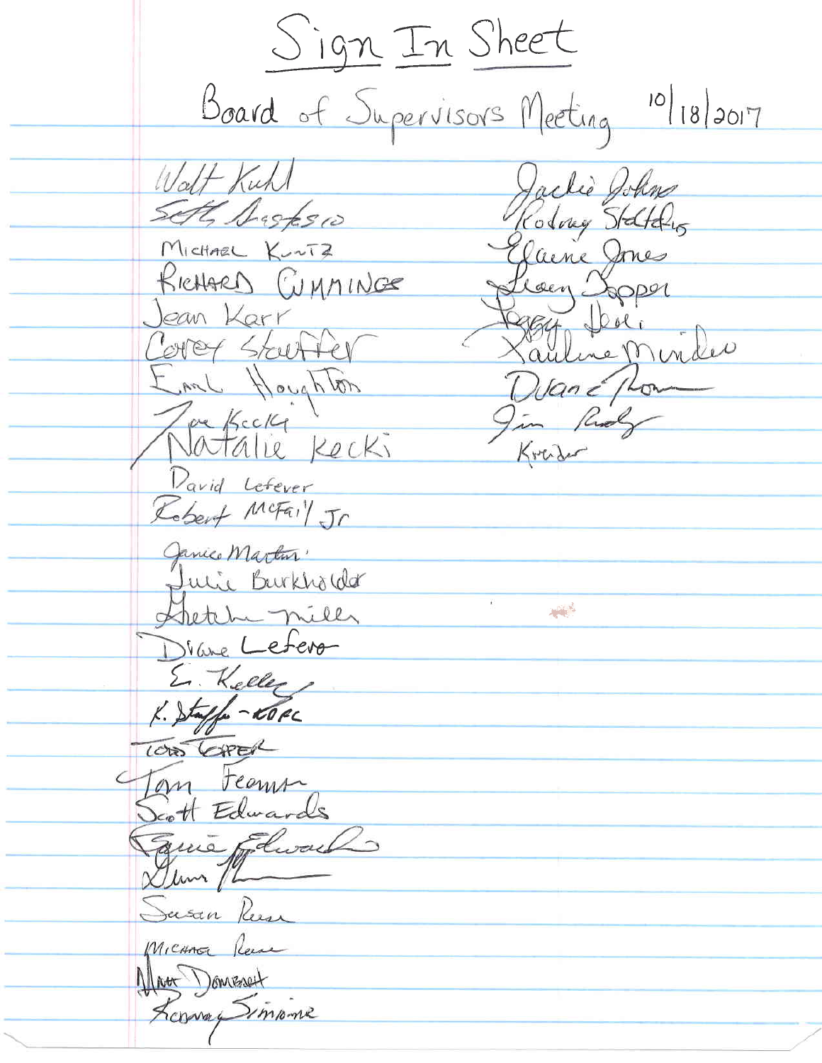# Sign In Sheet

## Board of Supervisors Meeting 10/18/2017

Walt Kuhl
Seth Anastasio
Michael Kuntz
Richard Cummings
Jean Karr
Corey Stauffer
Earl Houghton
Joe Kecki
Natalie Kecki
David Lefever
Robert McFail Jr
Janice Martin
Julie Burkholder
Gretchen Miller
Diane Lefever
E. Kelley
K. Stauffer - KORC
Todd Esper
Tom Feeman
Scott Edwards
Connie Edwards
Dennis
Susan Reese
Michael Reese
Matt Domenech
Kenny Simione

Jackie Johns
Rodney Stoltzfus
Elaine Jones
Leary Cooper
Peggy Heli
Pauline Minder
Duane Horn
Jim Rudy
Kreider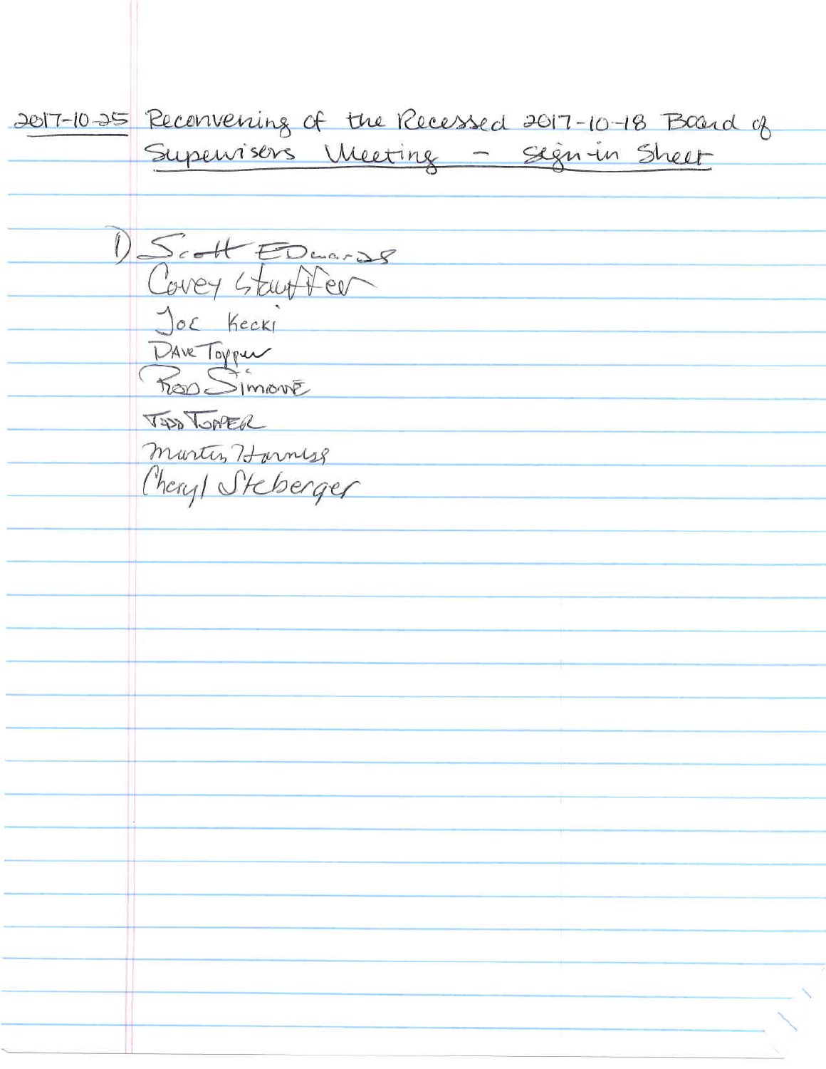2017-10-25 Reconvening of the Recessed 2017-10-18 Board of Supervisors Meeting - Sign-in Sheet

1) Scott Edwards
Corey Stauffer
Joe Kecki
Dave Topper
Rod Simone
Todd Topper
Martin Harnish
Cheryl Steberger